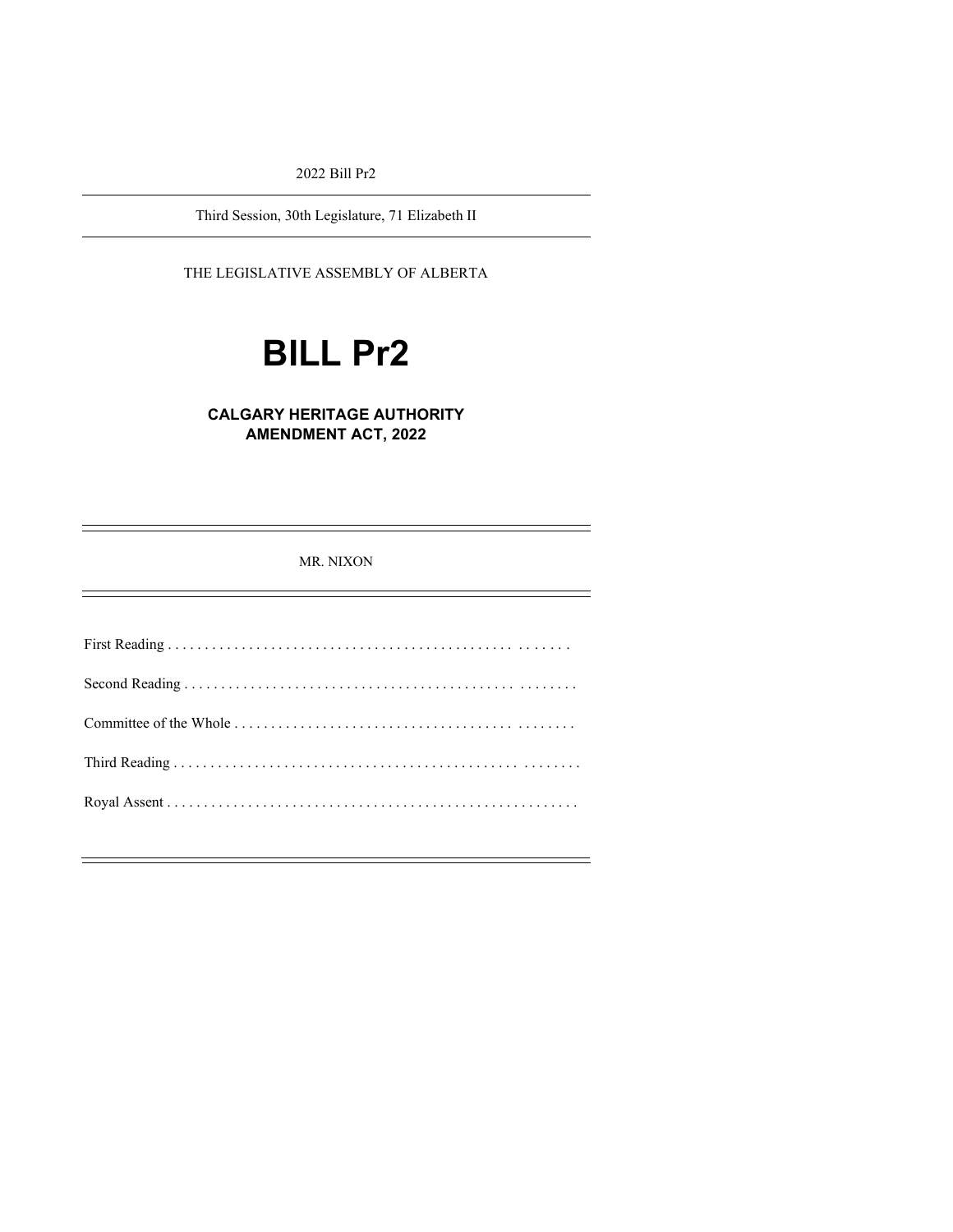2022 Bill Pr2

Third Session, 30th Legislature, 71 Elizabeth II

THE LEGISLATIVE ASSEMBLY OF ALBERTA

# BILL Pr2

## CALGARY HERITAGE AUTHORITY AMENDMENT ACT, 2022

MR. NIXON

First Reading . . . . . . . . . . . . . . . . . . . . . . . . . . . . . . . . . . . . . . . . . . . . . . . . . . . . . . .

Second Reading . . . . . . . . . . . . . . . . . . . . . . . . . . . . . . . . . . . . . . . . . . . . . . . . . . . . . . .

Committee of the Whole . . . . . . . . . . . . . . . . . . . . . . . . . . . . . . . . . . . . . . . . . . . . . . . .

Third Reading . . . . . . . . . . . . . . . . . . . . . . . . . . . . . . . . . . . . . . . . . . . . . . . . . . . . . . . . .

Royal Assent . . . . . . . . . . . . . . . . . . . . . . . . . . . . . . . . . . . . . . . . . . . . . . . . . . . . . . . . .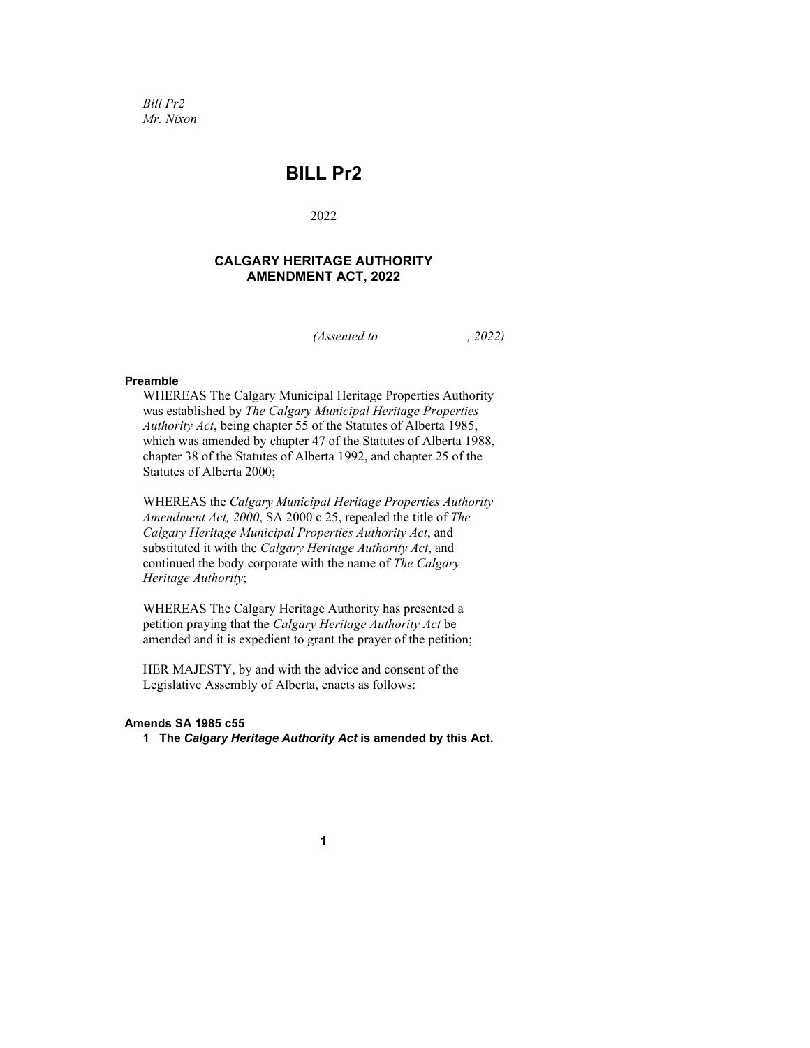*Bill Pr2*
*Mr. Nixon*

# BILL Pr2

2022

## CALGARY HERITAGE AUTHORITY AMENDMENT ACT, 2022

*(Assented to , 2022)*

**Preamble**

WHEREAS The Calgary Municipal Heritage Properties Authority was established by *The Calgary Municipal Heritage Properties Authority Act*, being chapter 55 of the Statutes of Alberta 1985, which was amended by chapter 47 of the Statutes of Alberta 1988, chapter 38 of the Statutes of Alberta 1992, and chapter 25 of the Statutes of Alberta 2000;

WHEREAS the *Calgary Municipal Heritage Properties Authority Amendment Act, 2000*, SA 2000 c 25, repealed the title of *The Calgary Heritage Municipal Properties Authority Act*, and substituted it with the *Calgary Heritage Authority Act*, and continued the body corporate with the name of *The Calgary Heritage Authority*;

WHEREAS The Calgary Heritage Authority has presented a petition praying that the *Calgary Heritage Authority Act* be amended and it is expedient to grant the prayer of the petition;

HER MAJESTY, by and with the advice and consent of the Legislative Assembly of Alberta, enacts as follows:

**Amends SA 1985 c55**

**1 The *Calgary Heritage Authority Act* is amended by this Act.**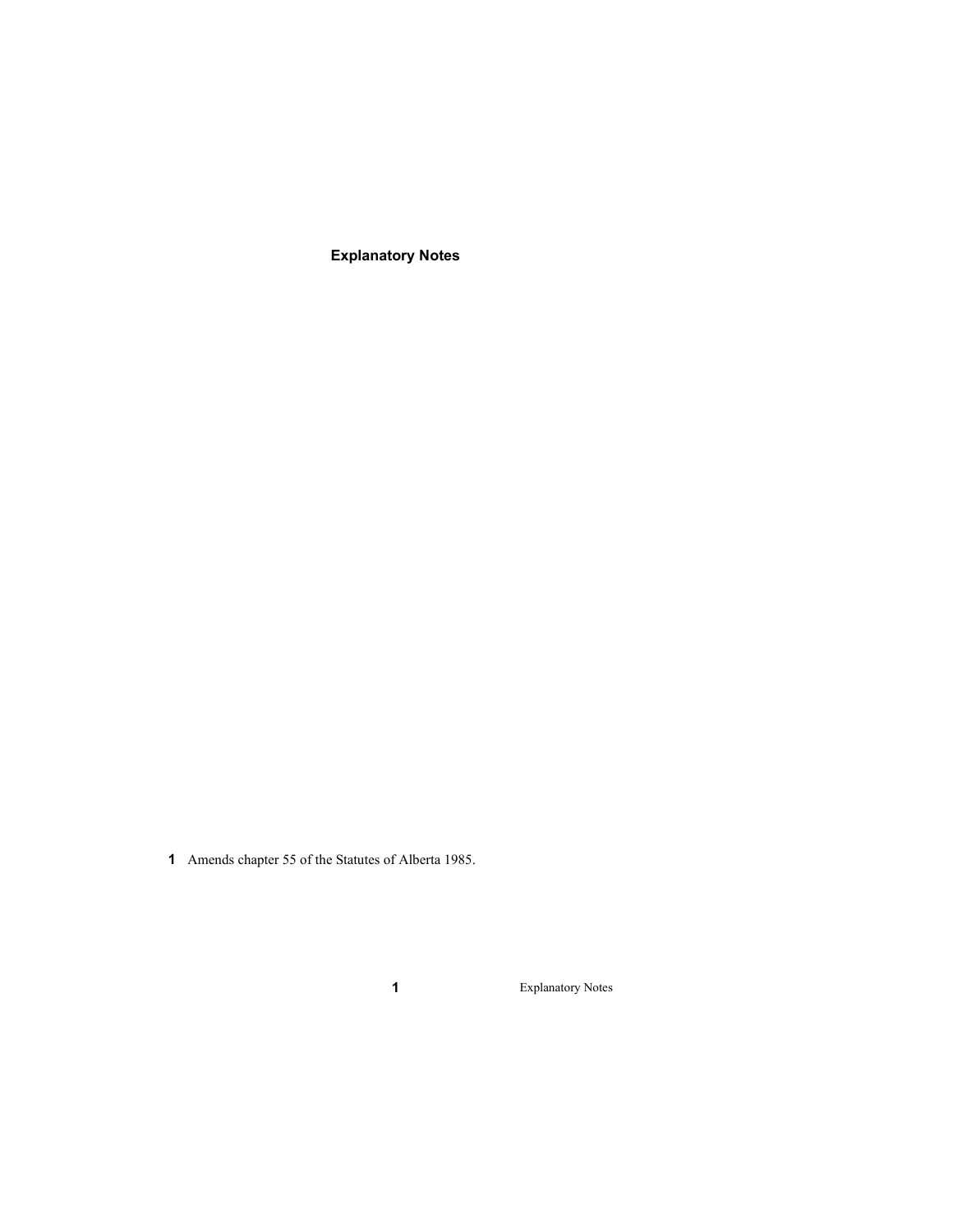## Explanatory Notes

**1** Amends chapter 55 of the Statutes of Alberta 1985.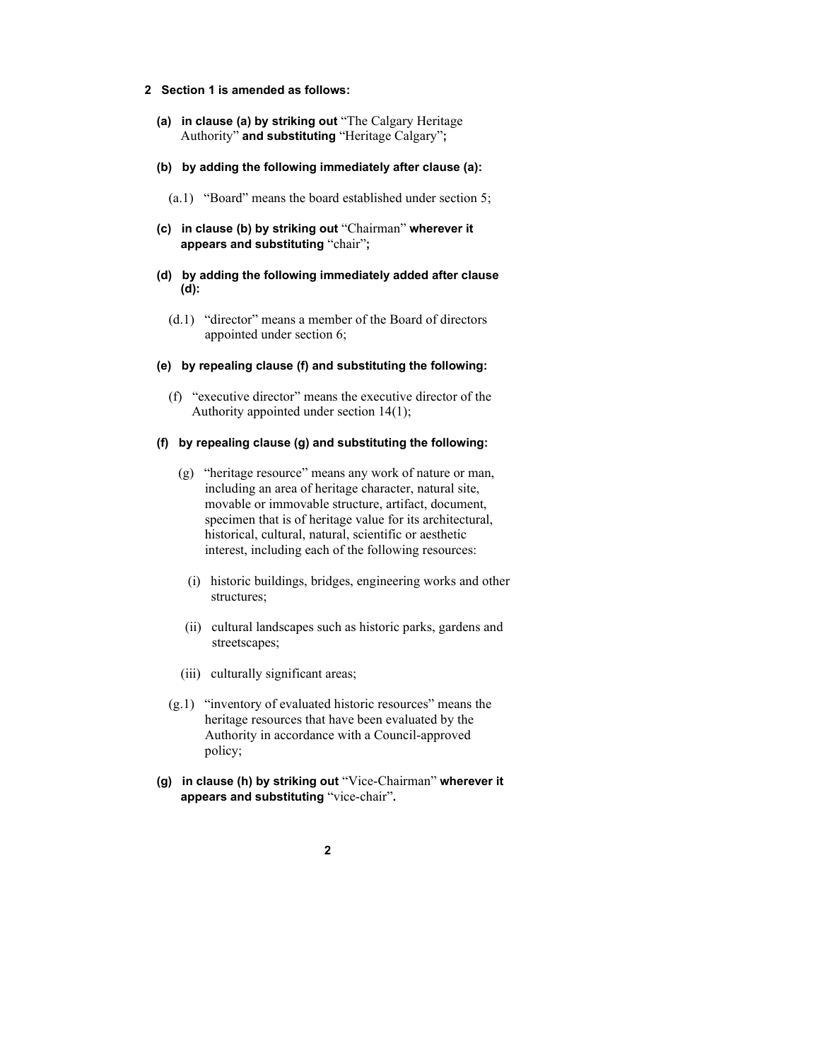**2 Section 1 is amended as follows:**

**(a) in clause (a) by striking out** "The Calgary Heritage Authority" **and substituting** "Heritage Calgary"**;**

**(b) by adding the following immediately after clause (a):**

(a.1) "Board" means the board established under section 5;

**(c) in clause (b) by striking out** "Chairman" **wherever it appears and substituting** "chair"**;**

**(d) by adding the following immediately added after clause (d):**

(d.1) "director" means a member of the Board of directors appointed under section 6;

**(e) by repealing clause (f) and substituting the following:**

(f) "executive director" means the executive director of the Authority appointed under section 14(1);

**(f) by repealing clause (g) and substituting the following:**

(g) "heritage resource" means any work of nature or man, including an area of heritage character, natural site, movable or immovable structure, artifact, document, specimen that is of heritage value for its architectural, historical, cultural, natural, scientific or aesthetic interest, including each of the following resources:

(i) historic buildings, bridges, engineering works and other structures;

(ii) cultural landscapes such as historic parks, gardens and streetscapes;

(iii) culturally significant areas;

(g.1) "inventory of evaluated historic resources" means the heritage resources that have been evaluated by the Authority in accordance with a Council-approved policy;

**(g) in clause (h) by striking out** "Vice-Chairman" **wherever it appears and substituting** "vice-chair"**.**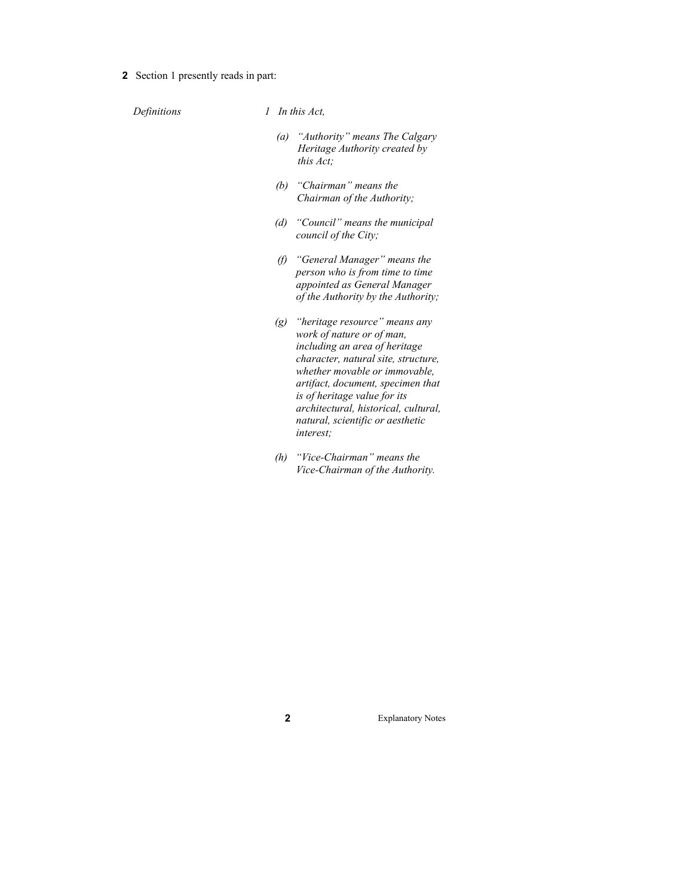**2** Section 1 presently reads in part:

*Definitions*

*1 In this Act,*

*(a) "Authority" means The Calgary Heritage Authority created by this Act;*

*(b) "Chairman" means the Chairman of the Authority;*

*(d) "Council" means the municipal council of the City;*

*(f) "General Manager" means the person who is from time to time appointed as General Manager of the Authority by the Authority;*

*(g) "heritage resource" means any work of nature or of man, including an area of heritage character, natural site, structure, whether movable or immovable, artifact, document, specimen that is of heritage value for its architectural, historical, cultural, natural, scientific or aesthetic interest;*

*(h) "Vice-Chairman" means the Vice-Chairman of the Authority.*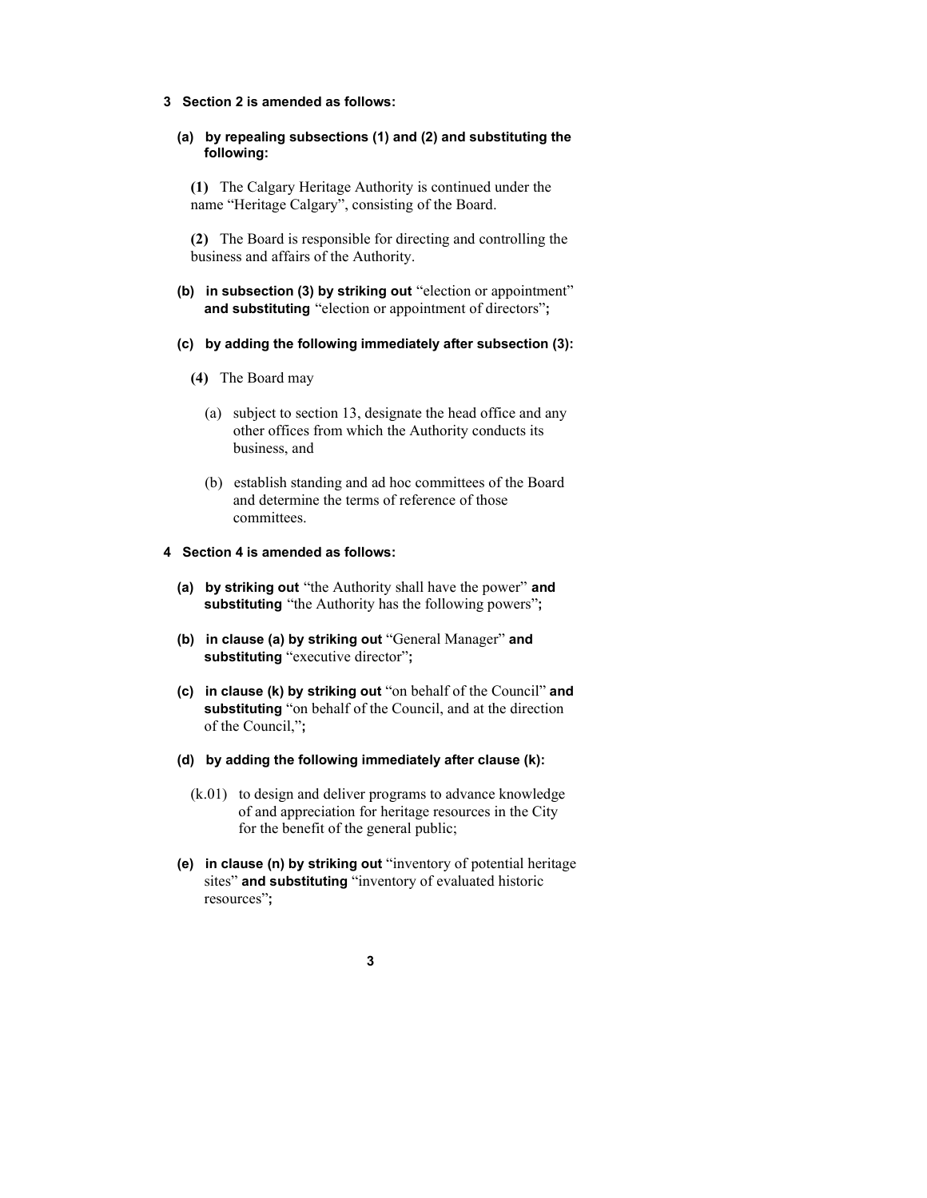**3 Section 2 is amended as follows:**

**(a) by repealing subsections (1) and (2) and substituting the following:**

**(1)** The Calgary Heritage Authority is continued under the name "Heritage Calgary", consisting of the Board.

**(2)** The Board is responsible for directing and controlling the business and affairs of the Authority.

**(b) in subsection (3) by striking out** "election or appointment" **and substituting** "election or appointment of directors"**;**

**(c) by adding the following immediately after subsection (3):**

**(4)** The Board may

(a) subject to section 13, designate the head office and any other offices from which the Authority conducts its business, and

(b) establish standing and ad hoc committees of the Board and determine the terms of reference of those committees.

**4 Section 4 is amended as follows:**

**(a) by striking out** "the Authority shall have the power" **and substituting** "the Authority has the following powers"**;**

**(b) in clause (a) by striking out** "General Manager" **and substituting** "executive director"**;**

**(c) in clause (k) by striking out** "on behalf of the Council" **and substituting** "on behalf of the Council, and at the direction of the Council,"**;**

**(d) by adding the following immediately after clause (k):**

(k.01) to design and deliver programs to advance knowledge of and appreciation for heritage resources in the City for the benefit of the general public;

**(e) in clause (n) by striking out** "inventory of potential heritage sites" **and substituting** "inventory of evaluated historic resources"**;**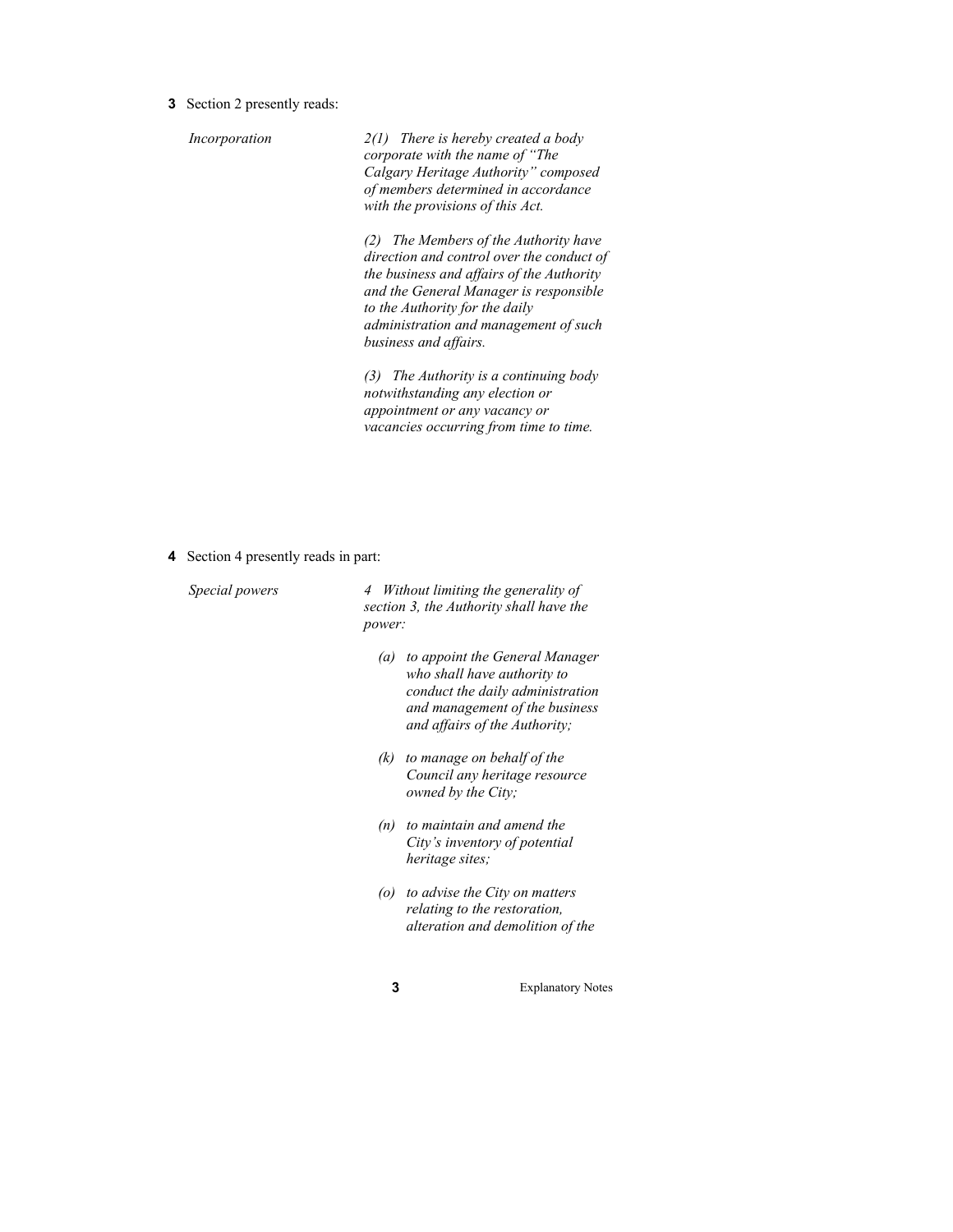**3** Section 2 presently reads:

*Incorporation*

*2(1) There is hereby created a body corporate with the name of "The Calgary Heritage Authority" composed of members determined in accordance with the provisions of this Act.*

*(2) The Members of the Authority have direction and control over the conduct of the business and affairs of the Authority and the General Manager is responsible to the Authority for the daily administration and management of such business and affairs.*

*(3) The Authority is a continuing body notwithstanding any election or appointment or any vacancy or vacancies occurring from time to time.*

**4** Section 4 presently reads in part:

*Special powers*

*4 Without limiting the generality of section 3, the Authority shall have the power:*

- *(a) to appoint the General Manager who shall have authority to conduct the daily administration and management of the business and affairs of the Authority;*
- *(k) to manage on behalf of the Council any heritage resource owned by the City;*
- *(n) to maintain and amend the City's inventory of potential heritage sites;*
- *(o) to advise the City on matters relating to the restoration, alteration and demolition of the*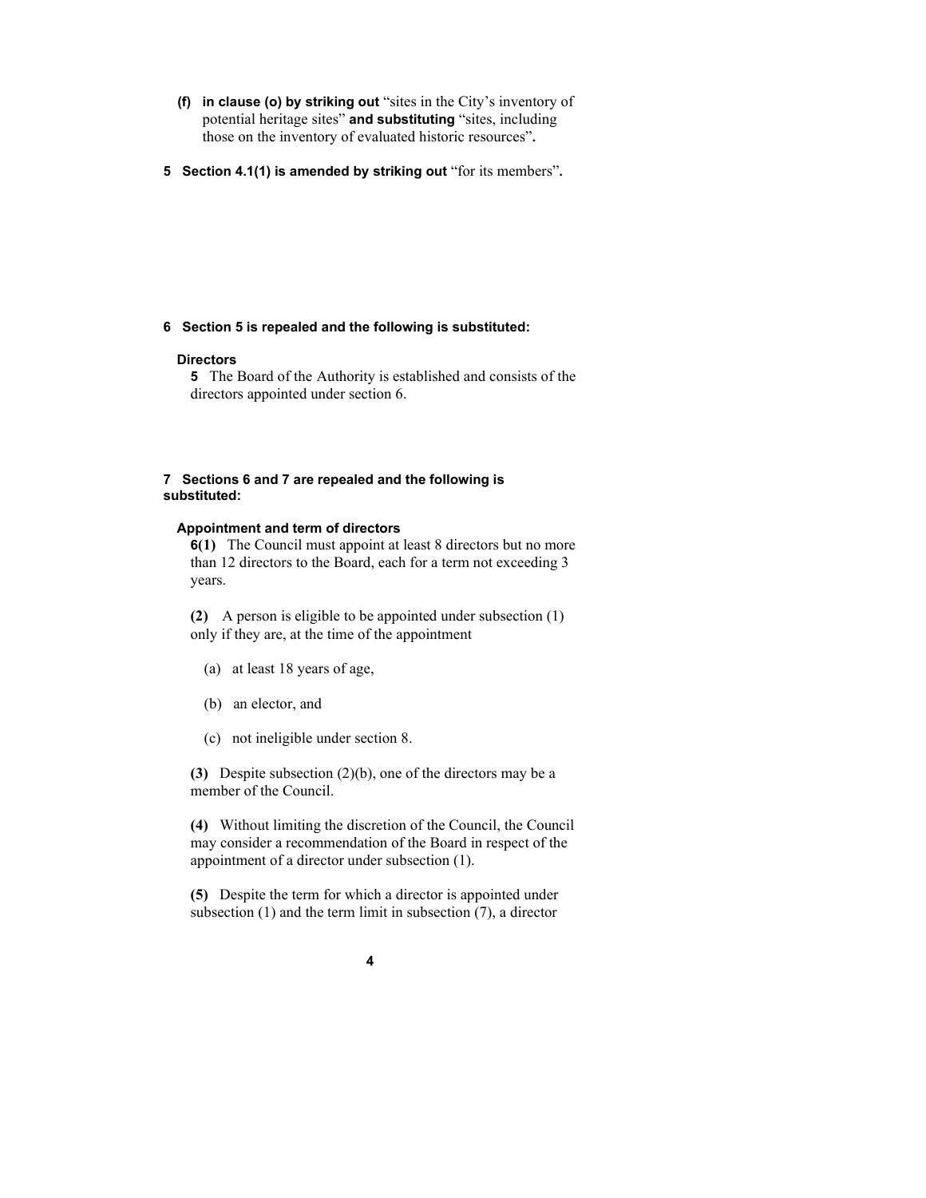**(f) in clause (o) by striking out** "sites in the City's inventory of potential heritage sites" **and substituting** "sites, including those on the inventory of evaluated historic resources"**.**

**5 Section 4.1(1) is amended by striking out** "for its members"**.**

**6 Section 5 is repealed and the following is substituted:**

**Directors**

**5** The Board of the Authority is established and consists of the directors appointed under section 6.

**7 Sections 6 and 7 are repealed and the following is substituted:**

**Appointment and term of directors**

**6(1)** The Council must appoint at least 8 directors but no more than 12 directors to the Board, each for a term not exceeding 3 years.

**(2)** A person is eligible to be appointed under subsection (1) only if they are, at the time of the appointment

(a) at least 18 years of age,

(b) an elector, and

(c) not ineligible under section 8.

**(3)** Despite subsection (2)(b), one of the directors may be a member of the Council.

**(4)** Without limiting the discretion of the Council, the Council may consider a recommendation of the Board in respect of the appointment of a director under subsection (1).

**(5)** Despite the term for which a director is appointed under subsection (1) and the term limit in subsection (7), a director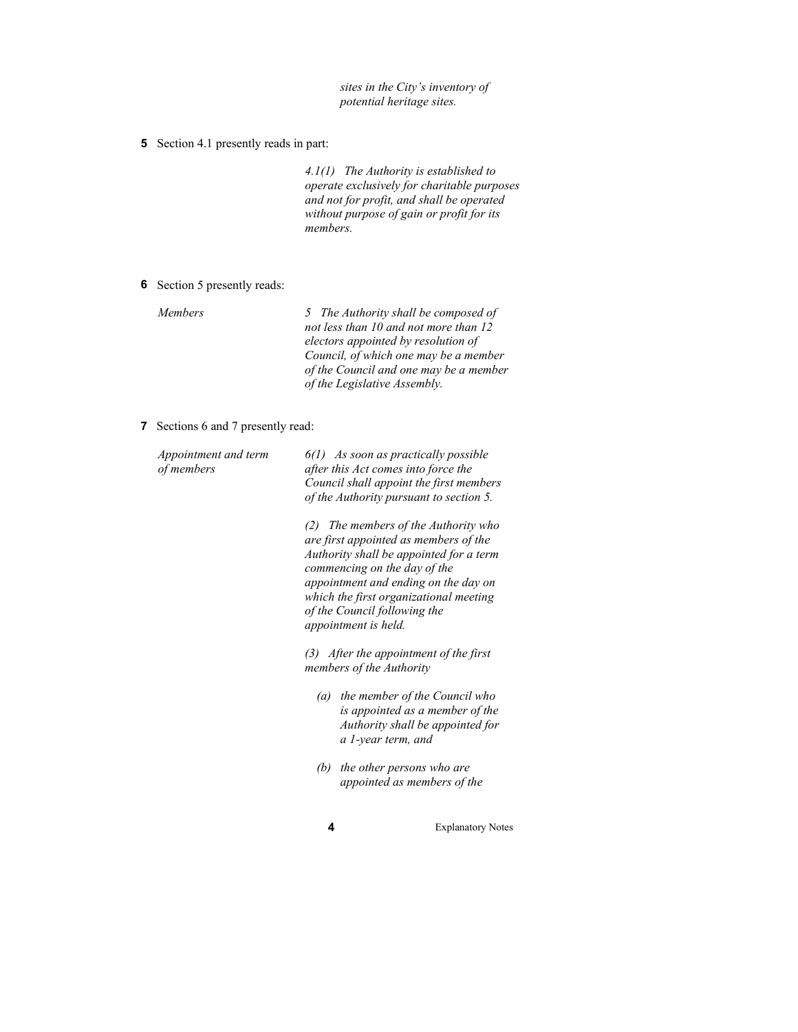*sites in the City's inventory of potential heritage sites.*

**5** Section 4.1 presently reads in part:

*4.1(1) The Authority is established to operate exclusively for charitable purposes and not for profit, and shall be operated without purpose of gain or profit for its members.*

**6** Section 5 presently reads:

*Members*

*5 The Authority shall be composed of not less than 10 and not more than 12 electors appointed by resolution of Council, of which one may be a member of the Council and one may be a member of the Legislative Assembly.*

**7** Sections 6 and 7 presently read:

*Appointment and term of members*

*6(1) As soon as practically possible after this Act comes into force the Council shall appoint the first members of the Authority pursuant to section 5.*

*(2) The members of the Authority who are first appointed as members of the Authority shall be appointed for a term commencing on the day of the appointment and ending on the day on which the first organizational meeting of the Council following the appointment is held.*

*(3) After the appointment of the first members of the Authority*

- *(a) the member of the Council who is appointed as a member of the Authority shall be appointed for a 1-year term, and*
- *(b) the other persons who are appointed as members of the*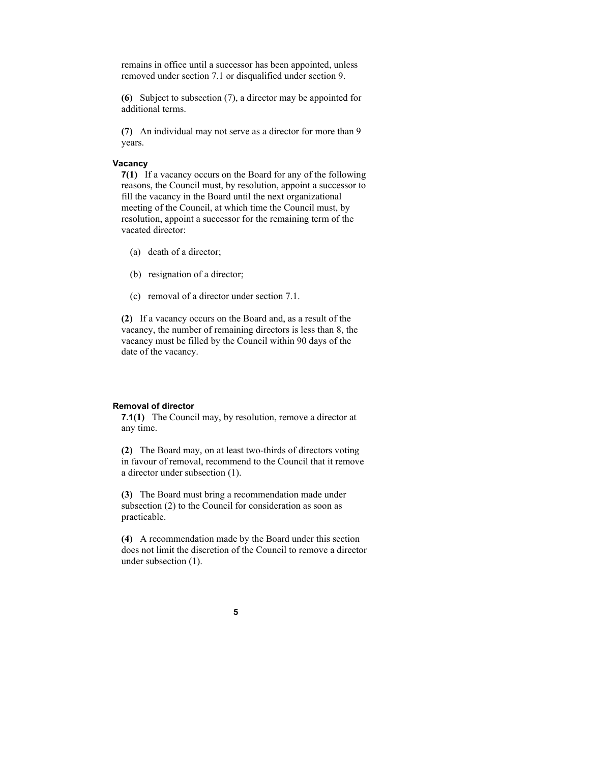remains in office until a successor has been appointed, unless removed under section 7.1 or disqualified under section 9.

**(6)** Subject to subsection (7), a director may be appointed for additional terms.

**(7)** An individual may not serve as a director for more than 9 years.

### Vacancy

**7(1)** If a vacancy occurs on the Board for any of the following reasons, the Council must, by resolution, appoint a successor to fill the vacancy in the Board until the next organizational meeting of the Council, at which time the Council must, by resolution, appoint a successor for the remaining term of the vacated director:

- (a) death of a director;
- (b) resignation of a director;
- (c) removal of a director under section 7.1.

**(2)** If a vacancy occurs on the Board and, as a result of the vacancy, the number of remaining directors is less than 8, the vacancy must be filled by the Council within 90 days of the date of the vacancy.

### Removal of director

**7.1(1)** The Council may, by resolution, remove a director at any time.

**(2)** The Board may, on at least two-thirds of directors voting in favour of removal, recommend to the Council that it remove a director under subsection (1).

**(3)** The Board must bring a recommendation made under subsection (2) to the Council for consideration as soon as practicable.

**(4)** A recommendation made by the Board under this section does not limit the discretion of the Council to remove a director under subsection (1).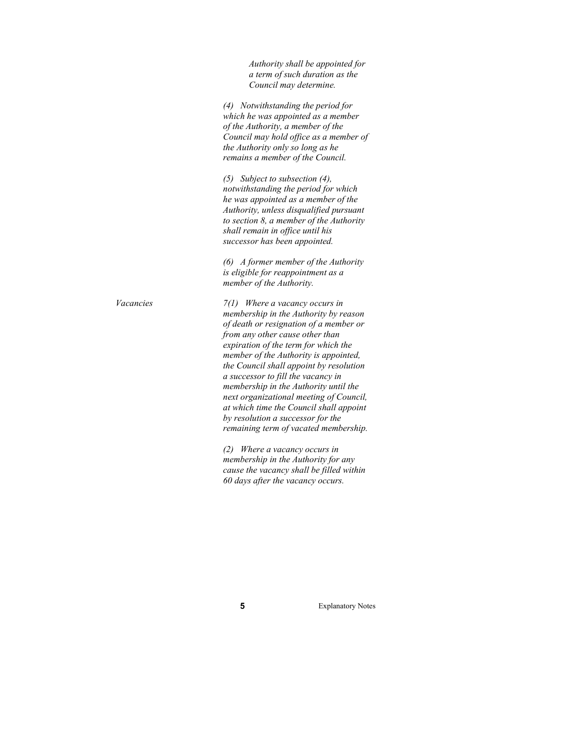*Authority shall be appointed for a term of such duration as the Council may determine.*

*(4) Notwithstanding the period for which he was appointed as a member of the Authority, a member of the Council may hold office as a member of the Authority only so long as he remains a member of the Council.*

*(5) Subject to subsection (4), notwithstanding the period for which he was appointed as a member of the Authority, unless disqualified pursuant to section 8, a member of the Authority shall remain in office until his successor has been appointed.*

*(6) A former member of the Authority is eligible for reappointment as a member of the Authority.*

*Vacancies*

*7(1) Where a vacancy occurs in membership in the Authority by reason of death or resignation of a member or from any other cause other than expiration of the term for which the member of the Authority is appointed, the Council shall appoint by resolution a successor to fill the vacancy in membership in the Authority until the next organizational meeting of Council, at which time the Council shall appoint by resolution a successor for the remaining term of vacated membership.*

*(2) Where a vacancy occurs in membership in the Authority for any cause the vacancy shall be filled within 60 days after the vacancy occurs.*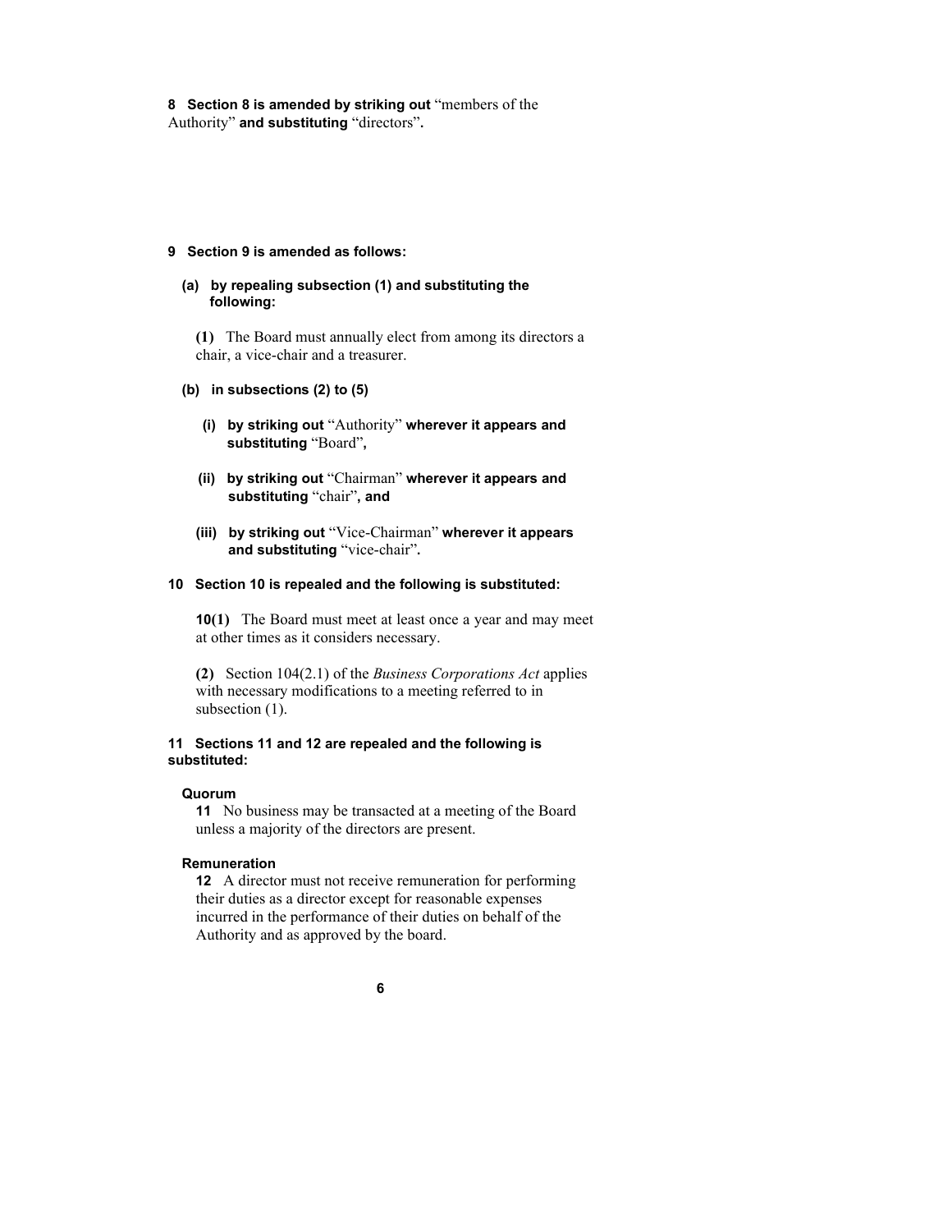**8 Section 8 is amended by striking out** "members of the Authority" **and substituting** "directors"**.**

**9 Section 9 is amended as follows:**

**(a) by repealing subsection (1) and substituting the following:**

**(1)** The Board must annually elect from among its directors a chair, a vice-chair and a treasurer.

**(b) in subsections (2) to (5)**

**(i) by striking out** "Authority" **wherever it appears and substituting** "Board"**,**

**(ii) by striking out** "Chairman" **wherever it appears and substituting** "chair"**, and**

**(iii) by striking out** "Vice-Chairman" **wherever it appears and substituting** "vice-chair"**.**

**10 Section 10 is repealed and the following is substituted:**

**10(1)** The Board must meet at least once a year and may meet at other times as it considers necessary.

**(2)** Section 104(2.1) of the *Business Corporations Act* applies with necessary modifications to a meeting referred to in subsection (1).

**11 Sections 11 and 12 are repealed and the following is substituted:**

**Quorum**

**11** No business may be transacted at a meeting of the Board unless a majority of the directors are present.

**Remuneration**

**12** A director must not receive remuneration for performing their duties as a director except for reasonable expenses incurred in the performance of their duties on behalf of the Authority and as approved by the board.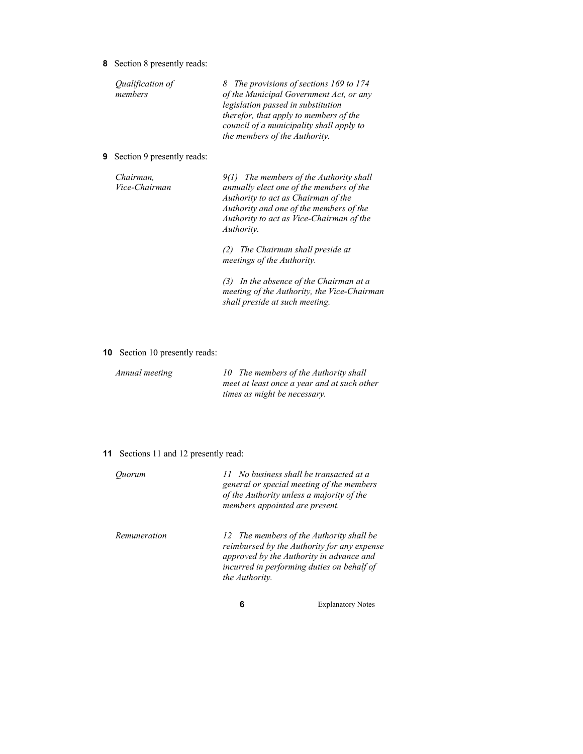**8** Section 8 presently reads:

*Qualification of members*

*8 The provisions of sections 169 to 174 of the Municipal Government Act, or any legislation passed in substitution therefor, that apply to members of the council of a municipality shall apply to the members of the Authority.*

**9** Section 9 presently reads:

*Chairman, Vice-Chairman*

*9(1) The members of the Authority shall annually elect one of the members of the Authority to act as Chairman of the Authority and one of the members of the Authority to act as Vice-Chairman of the Authority.*

*(2) The Chairman shall preside at meetings of the Authority.*

*(3) In the absence of the Chairman at a meeting of the Authority, the Vice-Chairman shall preside at such meeting.*

**10** Section 10 presently reads:

*Annual meeting*

*10 The members of the Authority shall meet at least once a year and at such other times as might be necessary.*

**11** Sections 11 and 12 presently read:

*Quorum*

*11 No business shall be transacted at a general or special meeting of the members of the Authority unless a majority of the members appointed are present.*

*Remuneration*

*12 The members of the Authority shall be reimbursed by the Authority for any expense approved by the Authority in advance and incurred in performing duties on behalf of the Authority.*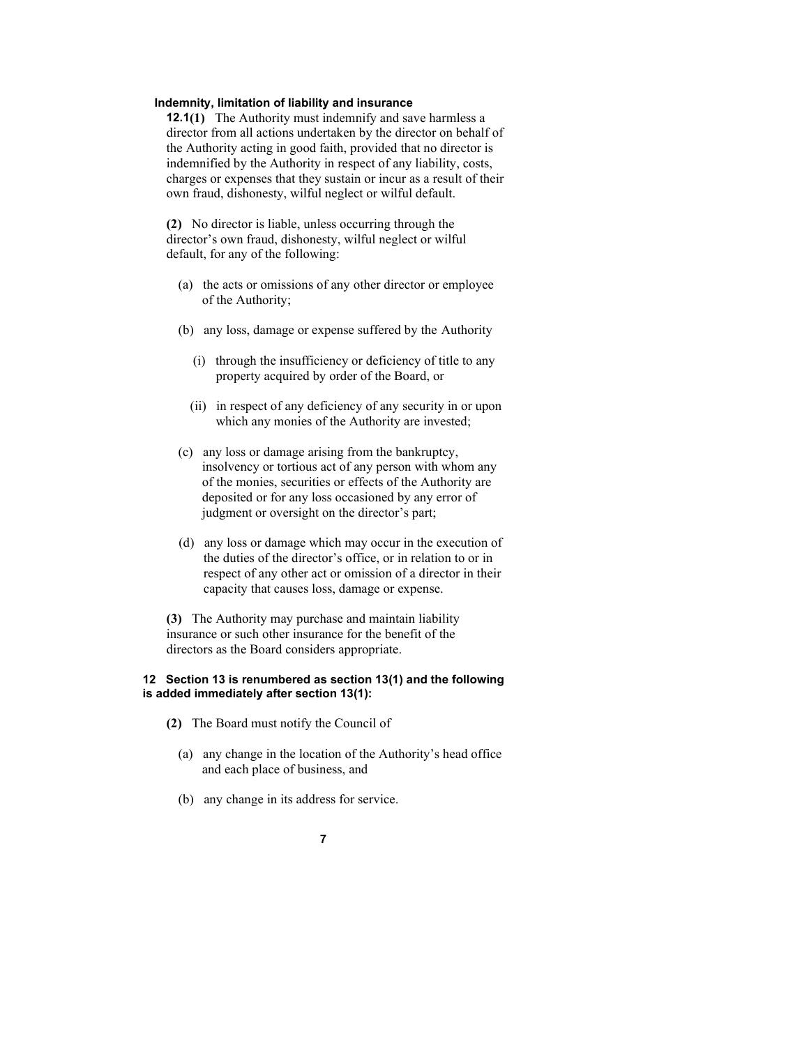**Indemnity, limitation of liability and insurance**

**12.1(1)** The Authority must indemnify and save harmless a director from all actions undertaken by the director on behalf of the Authority acting in good faith, provided that no director is indemnified by the Authority in respect of any liability, costs, charges or expenses that they sustain or incur as a result of their own fraud, dishonesty, wilful neglect or wilful default.

**(2)** No director is liable, unless occurring through the director's own fraud, dishonesty, wilful neglect or wilful default, for any of the following:

(a) the acts or omissions of any other director or employee of the Authority;

(b) any loss, damage or expense suffered by the Authority

(i) through the insufficiency or deficiency of title to any property acquired by order of the Board, or

(ii) in respect of any deficiency of any security in or upon which any monies of the Authority are invested;

(c) any loss or damage arising from the bankruptcy, insolvency or tortious act of any person with whom any of the monies, securities or effects of the Authority are deposited or for any loss occasioned by any error of judgment or oversight on the director's part;

(d) any loss or damage which may occur in the execution of the duties of the director's office, or in relation to or in respect of any other act or omission of a director in their capacity that causes loss, damage or expense.

**(3)** The Authority may purchase and maintain liability insurance or such other insurance for the benefit of the directors as the Board considers appropriate.

**12 Section 13 is renumbered as section 13(1) and the following is added immediately after section 13(1):**

**(2)** The Board must notify the Council of

(a) any change in the location of the Authority's head office and each place of business, and

(b) any change in its address for service.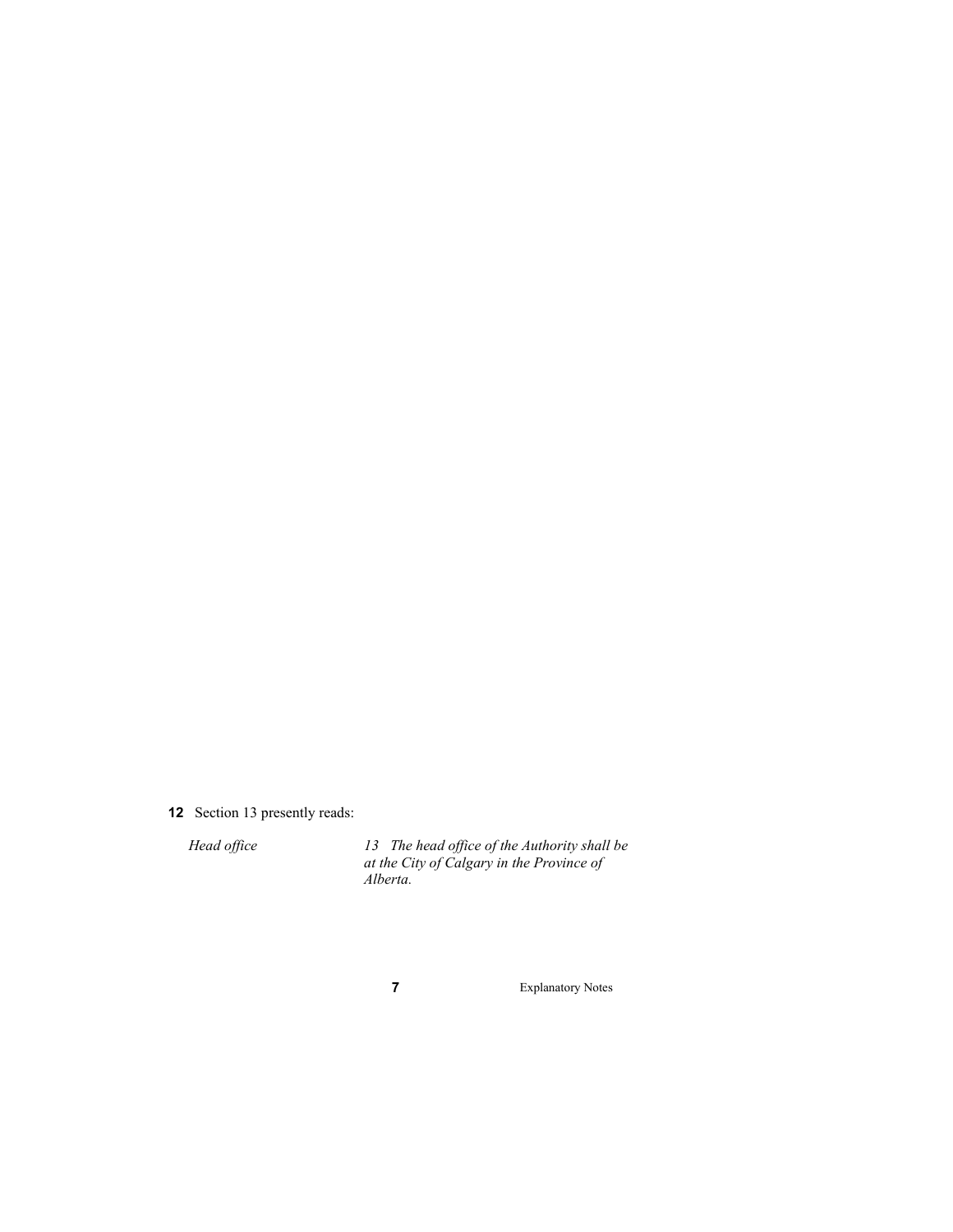**12** Section 13 presently reads:

*Head office*

*13 The head office of the Authority shall be at the City of Calgary in the Province of Alberta.*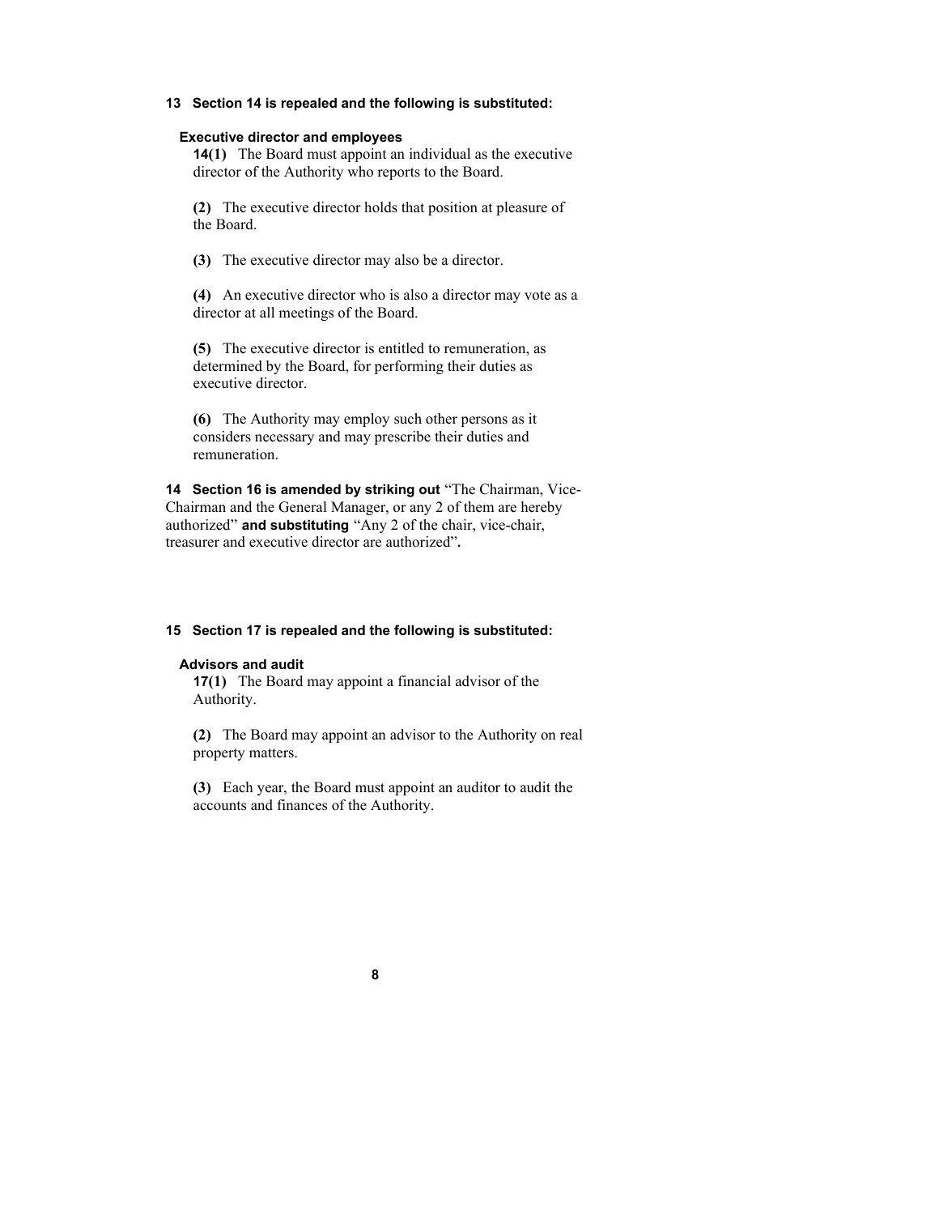**13 Section 14 is repealed and the following is substituted:**

**Executive director and employees**

**14(1)** The Board must appoint an individual as the executive director of the Authority who reports to the Board.

**(2)** The executive director holds that position at pleasure of the Board.

**(3)** The executive director may also be a director.

**(4)** An executive director who is also a director may vote as a director at all meetings of the Board.

**(5)** The executive director is entitled to remuneration, as determined by the Board, for performing their duties as executive director.

**(6)** The Authority may employ such other persons as it considers necessary and may prescribe their duties and remuneration.

**14 Section 16 is amended by striking out** "The Chairman, Vice-Chairman and the General Manager, or any 2 of them are hereby authorized" **and substituting** "Any 2 of the chair, vice-chair, treasurer and executive director are authorized"**.**

**15 Section 17 is repealed and the following is substituted:**

**Advisors and audit**

**17(1)** The Board may appoint a financial advisor of the Authority.

**(2)** The Board may appoint an advisor to the Authority on real property matters.

**(3)** Each year, the Board must appoint an auditor to audit the accounts and finances of the Authority.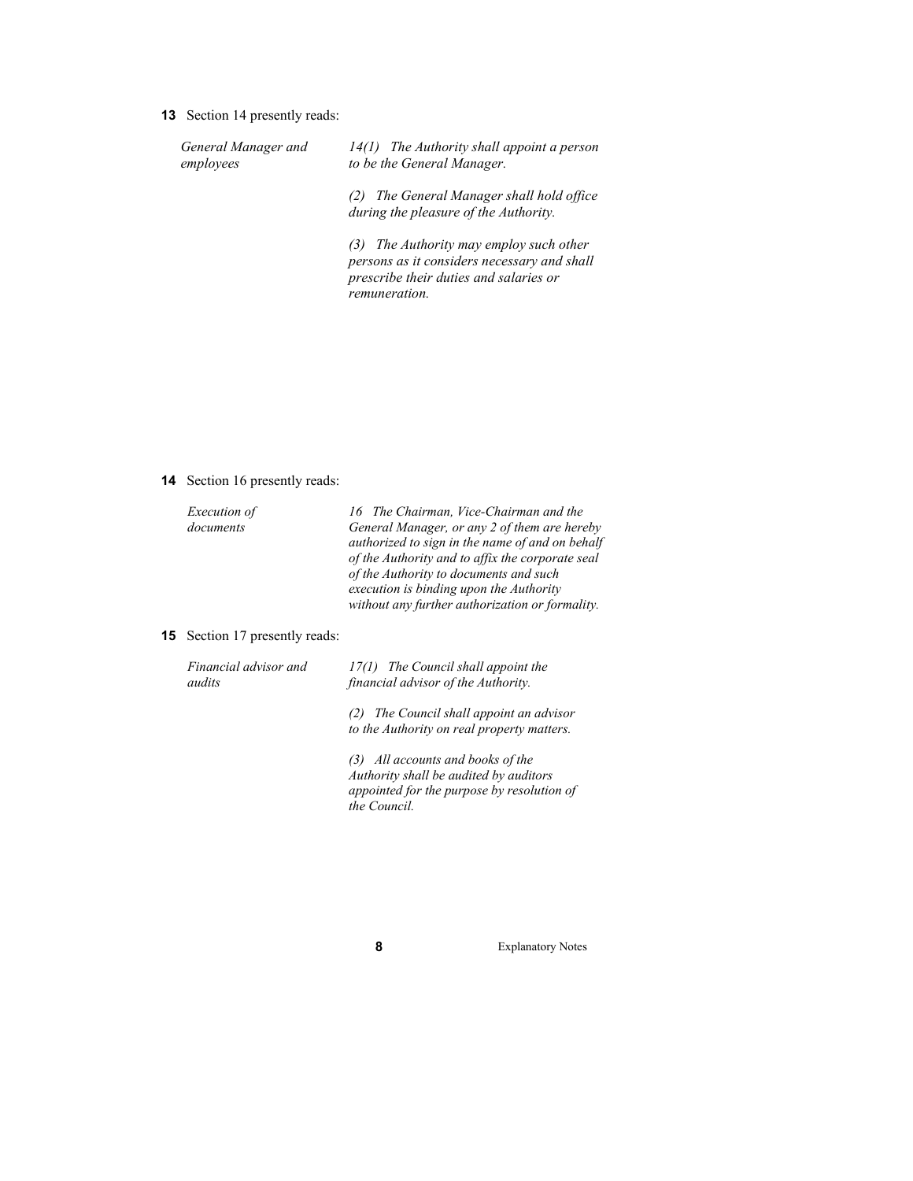**13** Section 14 presently reads:

*General Manager and employees*

*14(1) The Authority shall appoint a person to be the General Manager.*

*(2) The General Manager shall hold office during the pleasure of the Authority.*

*(3) The Authority may employ such other persons as it considers necessary and shall prescribe their duties and salaries or remuneration.*

**14** Section 16 presently reads:

*Execution of documents*

*16 The Chairman, Vice-Chairman and the General Manager, or any 2 of them are hereby authorized to sign in the name of and on behalf of the Authority and to affix the corporate seal of the Authority to documents and such execution is binding upon the Authority without any further authorization or formality.*

**15** Section 17 presently reads:

*Financial advisor and audits*

*17(1) The Council shall appoint the financial advisor of the Authority.*

*(2) The Council shall appoint an advisor to the Authority on real property matters.*

*(3) All accounts and books of the Authority shall be audited by auditors appointed for the purpose by resolution of the Council.*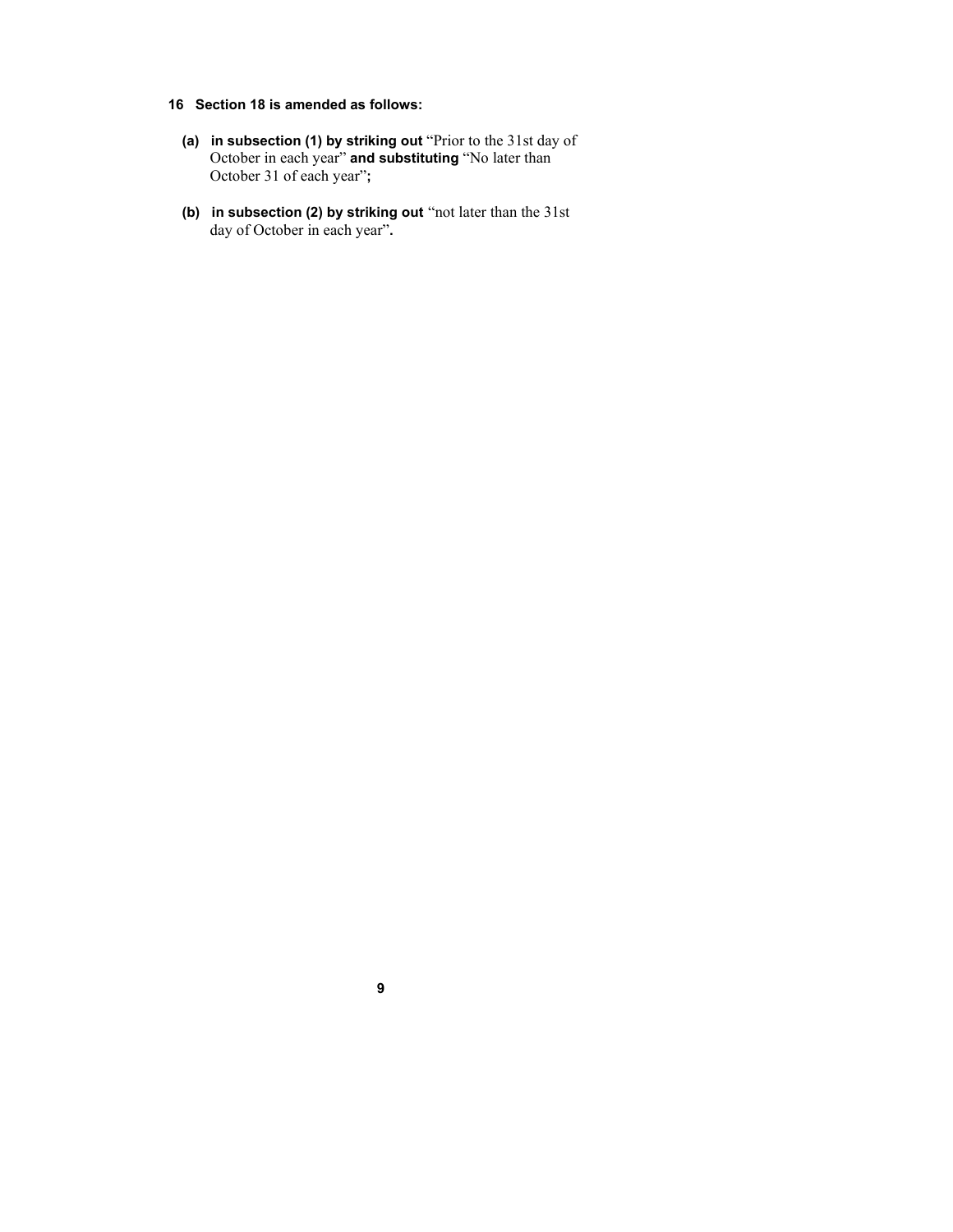**16 Section 18 is amended as follows:**

- **(a) in subsection (1) by striking out** "Prior to the 31st day of October in each year" **and substituting** "No later than October 31 of each year"**;**

- **(b) in subsection (2) by striking out** "not later than the 31st day of October in each year"**.**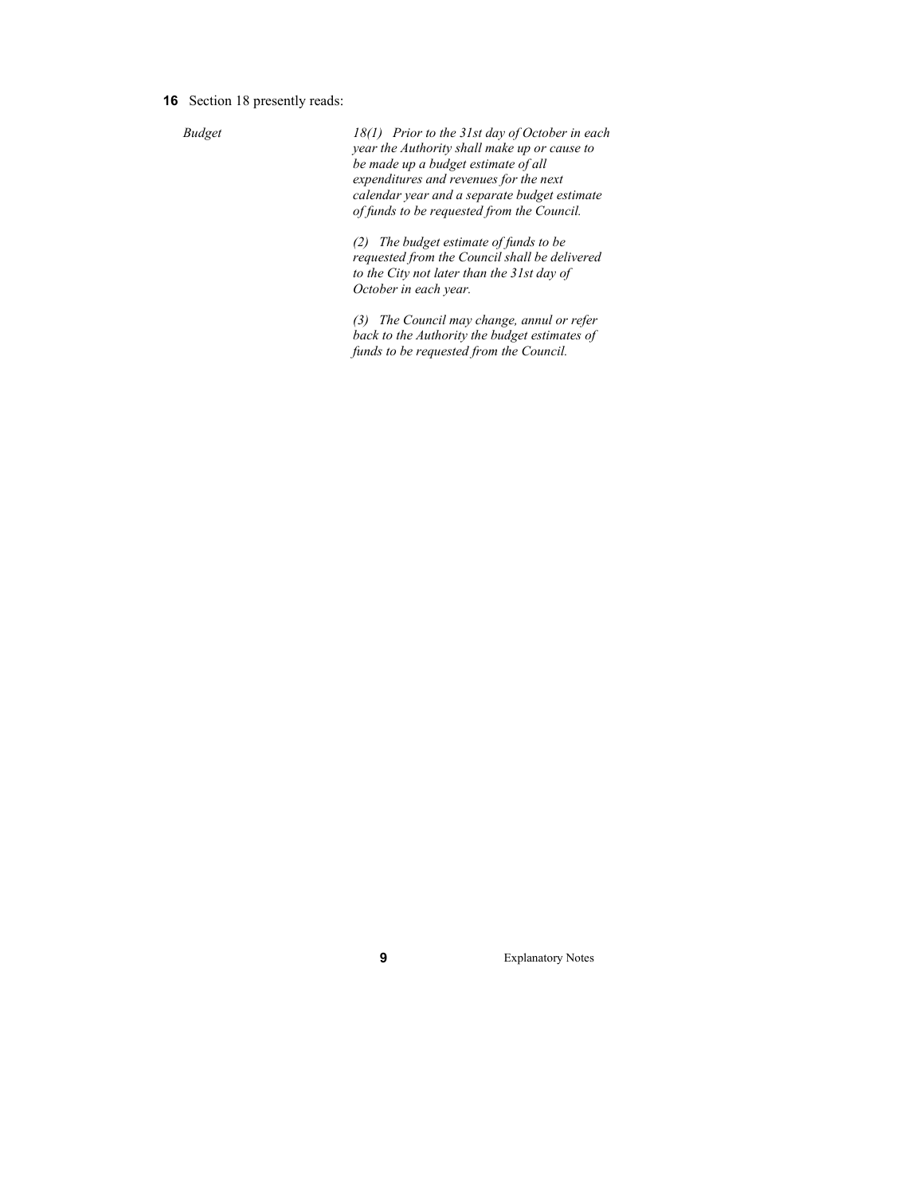**16** Section 18 presently reads:

*Budget*

*18(1) Prior to the 31st day of October in each year the Authority shall make up or cause to be made up a budget estimate of all expenditures and revenues for the next calendar year and a separate budget estimate of funds to be requested from the Council.*

*(2) The budget estimate of funds to be requested from the Council shall be delivered to the City not later than the 31st day of October in each year.*

*(3) The Council may change, annul or refer back to the Authority the budget estimates of funds to be requested from the Council.*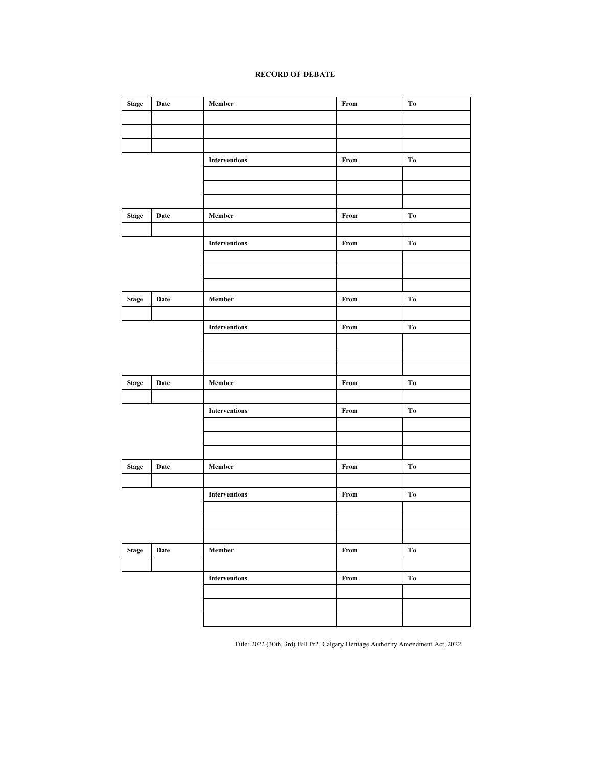**RECORD OF DEBATE**

| Stage | Date | Member | From | To |
|---|---|---|---|---|
| | | | | |
| | | | | |
| | | | | |
| | | **Interventions** | **From** | **To** |
| | | | | |
| | | | | |
| | | | | |
| **Stage** | **Date** | **Member** | **From** | **To** |
| | | | | |
| | | **Interventions** | **From** | **To** |
| | | | | |
| | | | | |
| | | | | |
| **Stage** | **Date** | **Member** | **From** | **To** |
| | | | | |
| | | **Interventions** | **From** | **To** |
| | | | | |
| | | | | |
| | | | | |
| **Stage** | **Date** | **Member** | **From** | **To** |
| | | | | |
| | | **Interventions** | **From** | **To** |
| | | | | |
| | | | | |
| | | | | |
| **Stage** | **Date** | **Member** | **From** | **To** |
| | | | | |
| | | **Interventions** | **From** | **To** |
| | | | | |
| | | | | |
| | | | | |
| **Stage** | **Date** | **Member** | **From** | **To** |
| | | | | |
| | | **Interventions** | **From** | **To** |
| | | | | |
| | | | | |
| | | | | |

Title: 2022 (30th, 3rd) Bill Pr2, Calgary Heritage Authority Amendment Act, 2022